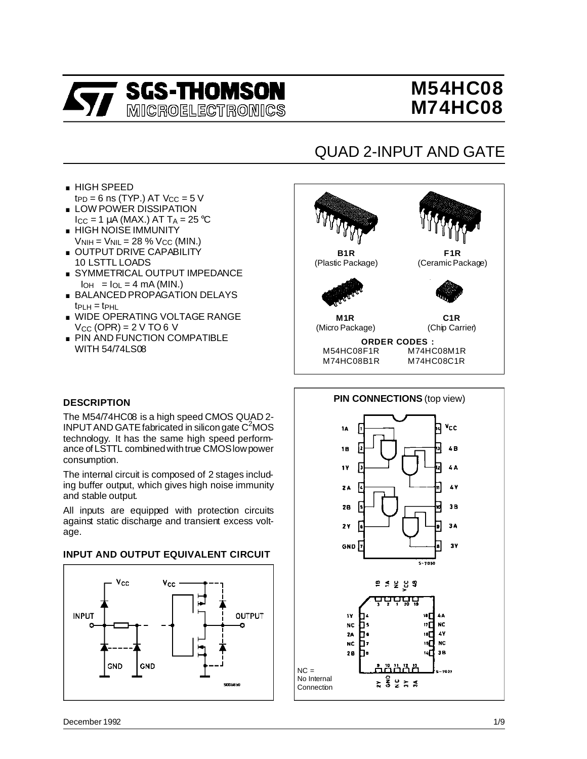# M54HC08
# M74HC08

## QUAD 2-INPUT AND GATE

- HIGH SPEED
  $t_{PD}$ = 6 ns (TYP.) AT $V_{CC}$ = 5 V
- LOW POWER DISSIPATION
  $I_{CC}$ = 1 μA (MAX.) AT $T_A$ = 25 °C
- HIGH NOISE IMMUNITY
  $V_{NIH}$ = $V_{NIL}$ = 28 % $V_{CC}$ (MIN.)
- OUTPUT DRIVE CAPABILITY
  10 LSTTL LOADS
- SYMMETRICAL OUTPUT IMPEDANCE
  $|I_{OH}|$ = $I_{OL}$ = 4 mA (MIN.)
- BALANCED PROPAGATION DELAYS
  $t_{PLH}$ = $t_{PHL}$
- WIDE OPERATING VOLTAGE RANGE
  $V_{CC}$ (OPR) = 2 V TO 6 V
- PIN AND FUNCTION COMPATIBLE
  WITH 54/74LS08

**B1R** (Plastic Package)

**F1R** (Ceramic Package)

**M1R** (Micro Package)

**C1R** (Chip Carrier)

**ORDER CODES :**

| | |
|---|---|
| M54HC08F1R | M74HC08M1R |
| M74HC08B1R | M74HC08C1R |

### DESCRIPTION

The M54/74HC08 is a high speed CMOS QUAD 2-INPUT AND GATE fabricated in silicon gate $C^2$MOS technology. It has the same high speed performance of LSTTL combined with true CMOS low power consumption.

The internal circuit is composed of 2 stages including buffer output, which gives high noise immunity and stable output.

All inputs are equipped with protection circuits against static discharge and transient excess voltage.

### INPUT AND OUTPUT EQUIVALENT CIRCUIT

### PIN CONNECTIONS (top view)

NC = No Internal Connection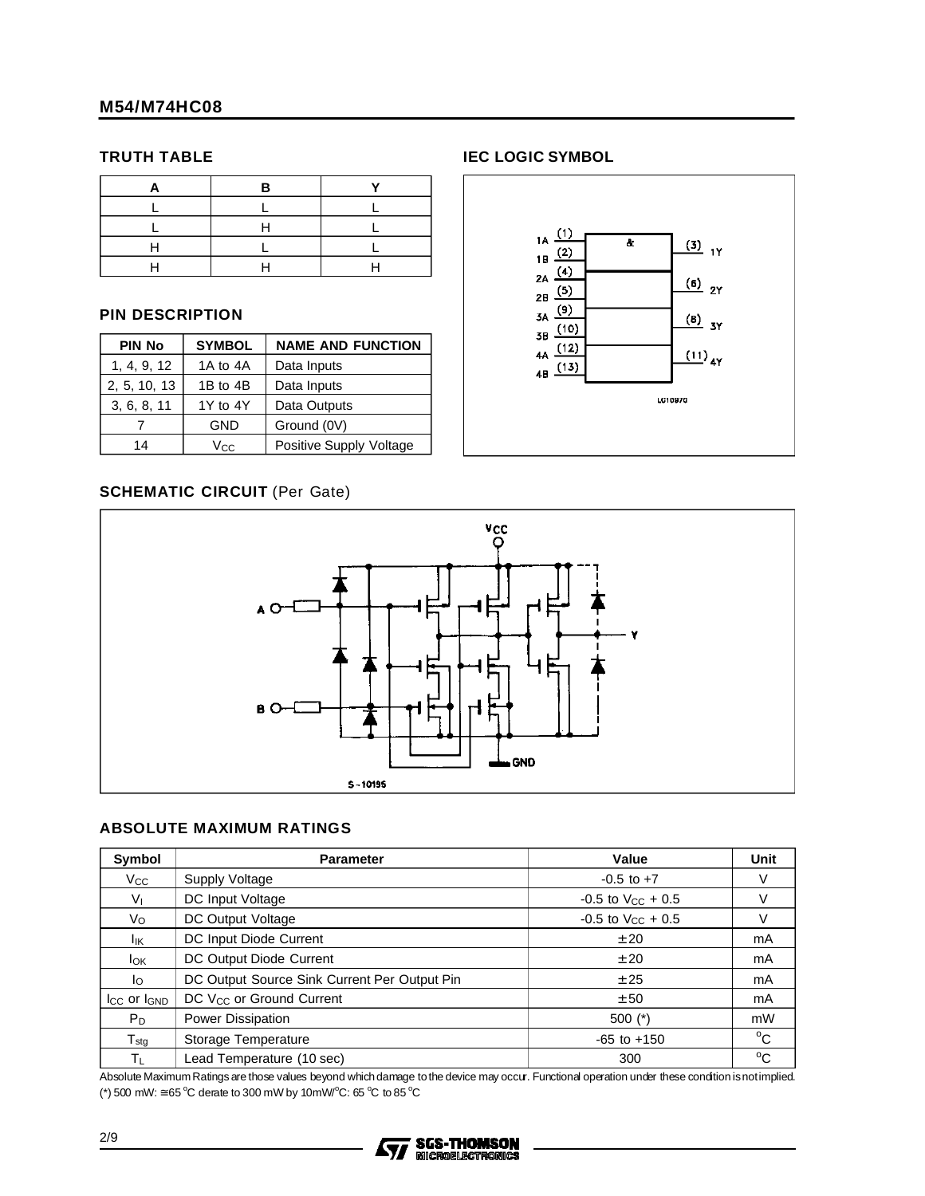## TRUTH TABLE

| A | B | Y |
|---|---|---|
| L | L | L |
| L | H | L |
| H | L | L |
| H | H | H |

## PIN DESCRIPTION

| PIN No | SYMBOL | NAME AND FUNCTION |
|---|---|---|
| 1, 4, 9, 12 | 1A to 4A | Data Inputs |
| 2, 5, 10, 13 | 1B to 4B | Data Inputs |
| 3, 6, 8, 11 | 1Y to 4Y | Data Outputs |
| 7 | GND | Ground (0V) |
| 14 | $V_{CC}$ | Positive Supply Voltage |

## IEC LOGIC SYMBOL

## SCHEMATIC CIRCUIT (Per Gate)

## ABSOLUTE MAXIMUM RATINGS

| Symbol | Parameter | Value | Unit |
|---|---|---|---|
| $V_{CC}$ | Supply Voltage | -0.5 to +7 | V |
| $V_I$ | DC Input Voltage | -0.5 to $V_{CC}$ + 0.5 | V |
| $V_O$ | DC Output Voltage | -0.5 to $V_{CC}$ + 0.5 | V |
| $I_{IK}$ | DC Input Diode Current | ± 20 | mA |
| $I_{OK}$ | DC Output Diode Current | ± 20 | mA |
| $I_O$ | DC Output Source Sink Current Per Output Pin | ± 25 | mA |
| $I_{CC}$ or $I_{GND}$ | DC $V_{CC}$ or Ground Current | ± 50 | mA |
| $P_D$ | Power Dissipation | 500 (*) | mW |
| $T_{stg}$ | Storage Temperature | -65 to +150 | °C |
| $T_L$ | Lead Temperature (10 sec) | 300 | °C |

Absolute Maximum Ratings are those values beyond which damage to the device may occur. Functional operation under these condition is not implied.
(*) 500 mW: ≅ 65 °C derate to 300 mW by 10mW/°C: 65 °C to 85 °C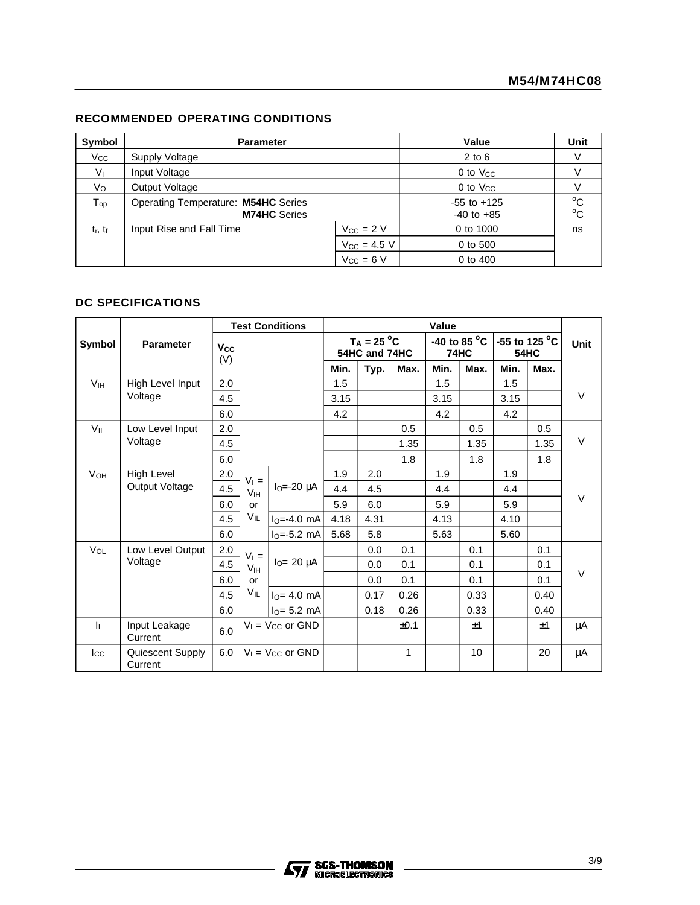## RECOMMENDED OPERATING CONDITIONS

| Symbol | Parameter | | Value | Unit |
|---|---|---|---|---|
| $V_{CC}$ | Supply Voltage | | 2 to 6 | V |
| $V_I$ | Input Voltage | | 0 to $V_{CC}$ | V |
| $V_O$ | Output Voltage | | 0 to $V_{CC}$ | V |
| $T_{op}$ | Operating Temperature: **M54HC** Series<br>**M74HC** Series | | -55 to +125<br>-40 to +85 | $^oC$<br>$^oC$ |
| $t_r$, $t_f$ | Input Rise and Fall Time | $V_{CC}$ = 2 V | 0 to 1000 | ns |
| | | $V_{CC}$ = 4.5 V | 0 to 500 | |
| | | $V_{CC}$ = 6 V | 0 to 400 | |

## DC SPECIFICATIONS

| Symbol | Parameter | Test Conditions | | | Value | | | | | | | Unit |
|---|---|---|---|---|---|---|---|---|---|---|---|---|
| | | $V_{CC}$ (V) | | | $T_A$ = 25 $^oC$ 54HC and 74HC | | | -40 to 85 $^oC$ 74HC | | -55 to 125 $^oC$ 54HC | | |
| | | | | | Min. | Typ. | Max. | Min. | Max. | Min. | Max. | |
| $V_{IH}$ | High Level Input Voltage | 2.0 | | | 1.5 | | | 1.5 | | 1.5 | | V |
| | | 4.5 | | | 3.15 | | | 3.15 | | 3.15 | | |
| | | 6.0 | | | 4.2 | | | 4.2 | | 4.2 | | |
| $V_{IL}$ | Low Level Input Voltage | 2.0 | | | | | 0.5 | | 0.5 | | 0.5 | V |
| | | 4.5 | | | | | 1.35 | | 1.35 | | 1.35 | |
| | | 6.0 | | | | | 1.8 | | 1.8 | | 1.8 | |
| $V_{OH}$ | High Level Output Voltage | 2.0 | $V_I$ = $V_{IH}$ or $V_{IL}$ | $I_O$=-20 μA | 1.9 | 2.0 | | 1.9 | | 1.9 | | V |
| | | 4.5 | | | 4.4 | 4.5 | | 4.4 | | 4.4 | | |
| | | 6.0 | | | 5.9 | 6.0 | | 5.9 | | 5.9 | | |
| | | 4.5 | | $I_O$=-4.0 mA | 4.18 | 4.31 | | 4.13 | | 4.10 | | |
| | | 6.0 | | $I_O$=-5.2 mA | 5.68 | 5.8 | | 5.63 | | 5.60 | | |
| $V_{OL}$ | Low Level Output Voltage | 2.0 | $V_I$ = $V_{IH}$ or $V_{IL}$ | $I_O$= 20 μA | | 0.0 | 0.1 | | 0.1 | | 0.1 | V |
| | | 4.5 | | | | 0.0 | 0.1 | | 0.1 | | 0.1 | |
| | | 6.0 | | | | 0.0 | 0.1 | | 0.1 | | 0.1 | |
| | | 4.5 | | $I_O$= 4.0 mA | | 0.17 | 0.26 | | 0.33 | | 0.40 | |
| | | 6.0 | | $I_O$= 5.2 mA | | 0.18 | 0.26 | | 0.33 | | 0.40 | |
| $I_I$ | Input Leakage Current | 6.0 | $V_I$ = $V_{CC}$ or GND | | | | ±0.1 | | ±1 | | ±1 | μA |
| $I_{CC}$ | Quiescent Supply Current | 6.0 | $V_I$ = $V_{CC}$ or GND | | | | 1 | | 10 | | 20 | μA |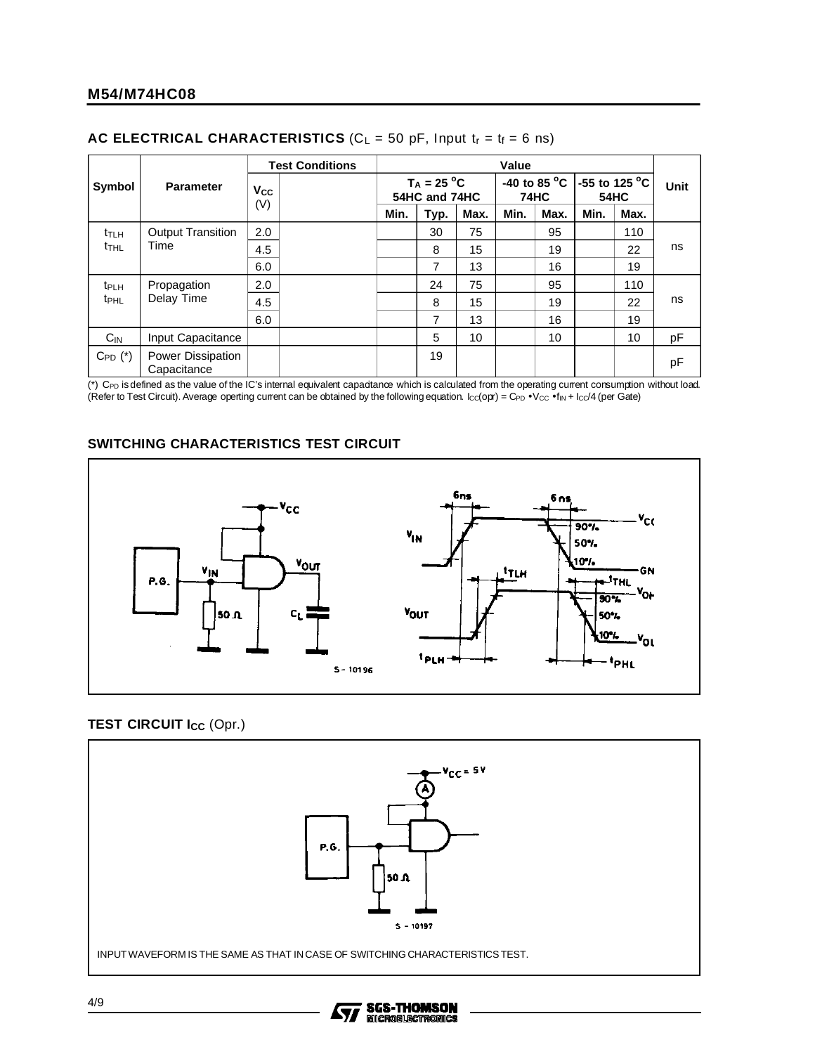## AC ELECTRICAL CHARACTERISTICS ($C_L$ = 50 pF, Input $t_r$ = $t_f$ = 6 ns)

| Symbol | Parameter | Test Conditions | | Value | | | | | | | Unit |
|---|---|---|---|---|---|---|---|---|---|---|---|
| | | $V_{CC}$ (V) | | $T_A$ = 25 °C 54HC and 74HC | | | -40 to 85 °C 74HC | | -55 to 125 °C 54HC | | |
| | | | | Min. | Typ. | Max. | Min. | Max. | Min. | Max. | |
| $t_{TLH}$ $t_{THL}$ | Output Transition Time | 2.0 | | | 30 | 75 | | 95 | | 110 | ns |
| | | 4.5 | | | 8 | 15 | | 19 | | 22 | |
| | | 6.0 | | | 7 | 13 | | 16 | | 19 | |
| $t_{PLH}$ $t_{PHL}$ | Propagation Delay Time | 2.0 | | | 24 | 75 | | 95 | | 110 | ns |
| | | 4.5 | | | 8 | 15 | | 19 | | 22 | |
| | | 6.0 | | | 7 | 13 | | 16 | | 19 | |
| $C_{IN}$ | Input Capacitance | | | | 5 | 10 | | 10 | | 10 | pF |
| $C_{PD}$ (*) | Power Dissipation Capacitance | | | | 19 | | | | | | pF |

(*) $C_{PD}$ is defined as the value of the IC's internal equivalent capacitance which is calculated from the operating current consumption without load. (Refer to Test Circuit). Average operting current can be obtained by the following equation. $I_{CC}(opr) = C_{PD} \cdot V_{CC} \cdot f_{IN} + I_{CC}/4$ (per Gate)

### SWITCHING CHARACTERISTICS TEST CIRCUIT

### TEST CIRCUIT $I_{CC}$ (Opr.)

INPUT WAVEFORM IS THE SAME AS THAT IN CASE OF SWITCHING CHARACTERISTICS TEST.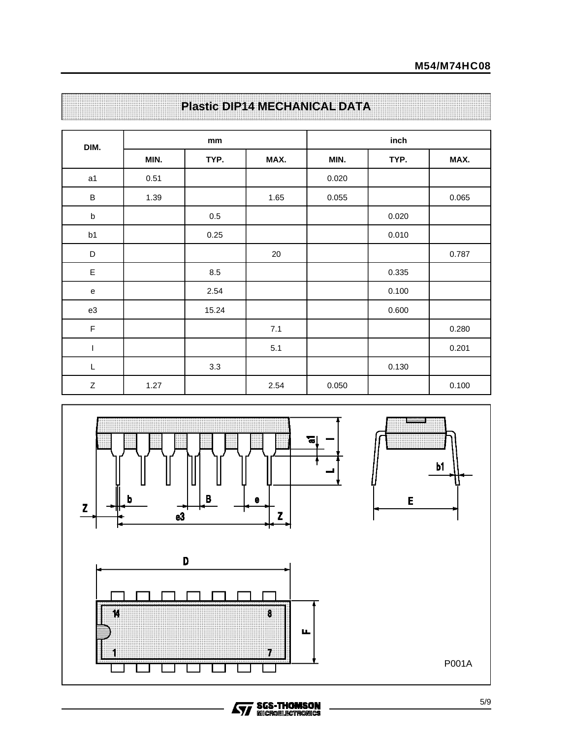## Plastic DIP14 MECHANICAL DATA

| DIM. | mm | | | inch | | |
|---|---|---|---|---|---|---|
| | MIN. | TYP. | MAX. | MIN. | TYP. | MAX. |
| a1 | 0.51 | | | 0.020 | | |
| B | 1.39 | | 1.65 | 0.055 | | 0.065 |
| b | | 0.5 | | | 0.020 | |
| b1 | | 0.25 | | | 0.010 | |
| D | | | 20 | | | 0.787 |
| E | | 8.5 | | | 0.335 | |
| e | | 2.54 | | | 0.100 | |
| e3 | | 15.24 | | | 0.600 | |
| F | | | 7.1 | | | 0.280 |
| I | | | 5.1 | | | 0.201 |
| L | | 3.3 | | | 0.130 | |
| Z | 1.27 | | 2.54 | 0.050 | | 0.100 |

P001A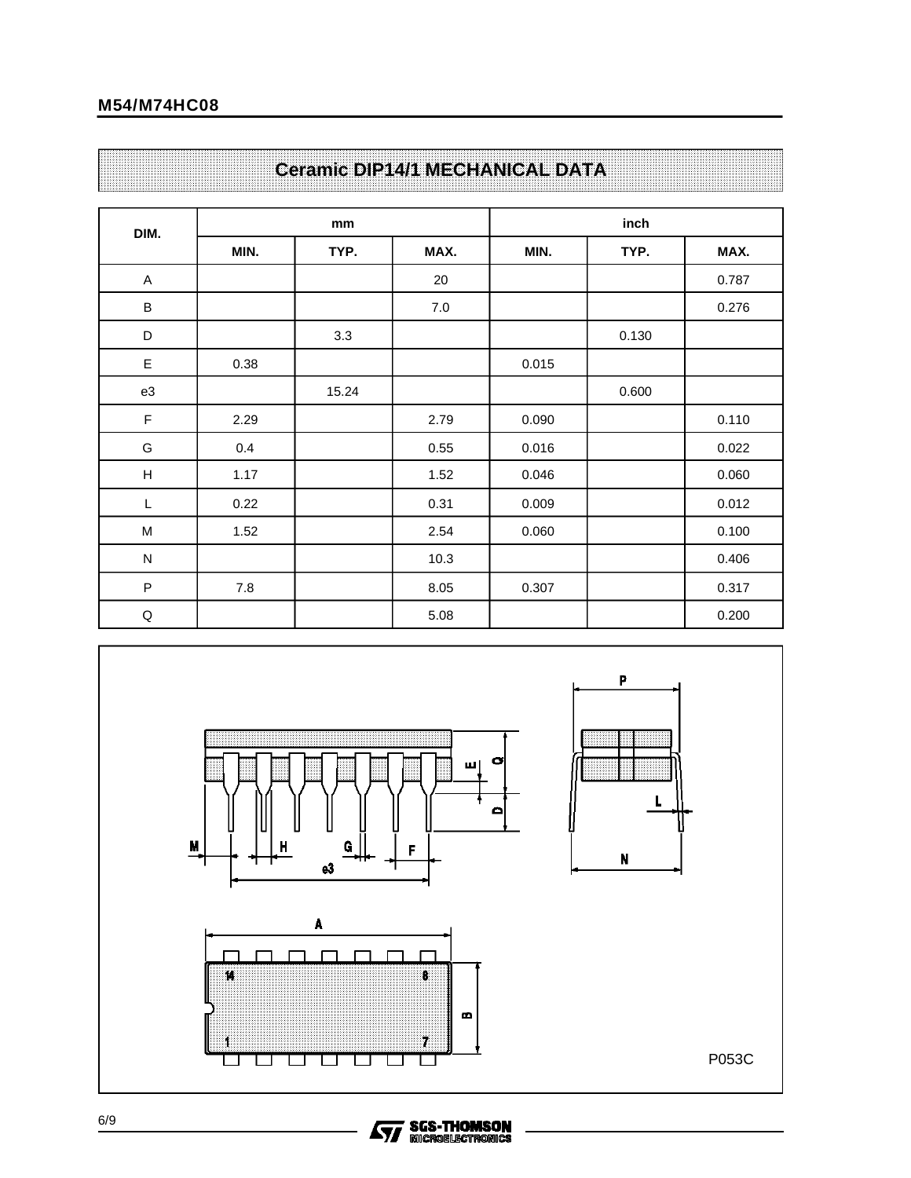## Ceramic DIP14/1 MECHANICAL DATA

| DIM. | mm | | | inch | | |
|---|---|---|---|---|---|---|
| | MIN. | TYP. | MAX. | MIN. | TYP. | MAX. |
| A | | | 20 | | | 0.787 |
| B | | | 7.0 | | | 0.276 |
| D | | 3.3 | | | 0.130 | |
| E | 0.38 | | | 0.015 | | |
| e3 | | 15.24 | | | 0.600 | |
| F | 2.29 | | 2.79 | 0.090 | | 0.110 |
| G | 0.4 | | 0.55 | 0.016 | | 0.022 |
| H | 1.17 | | 1.52 | 0.046 | | 0.060 |
| L | 0.22 | | 0.31 | 0.009 | | 0.012 |
| M | 1.52 | | 2.54 | 0.060 | | 0.100 |
| N | | | 10.3 | | | 0.406 |
| P | 7.8 | | 8.05 | 0.307 | | 0.317 |
| Q | | | 5.08 | | | 0.200 |

P053C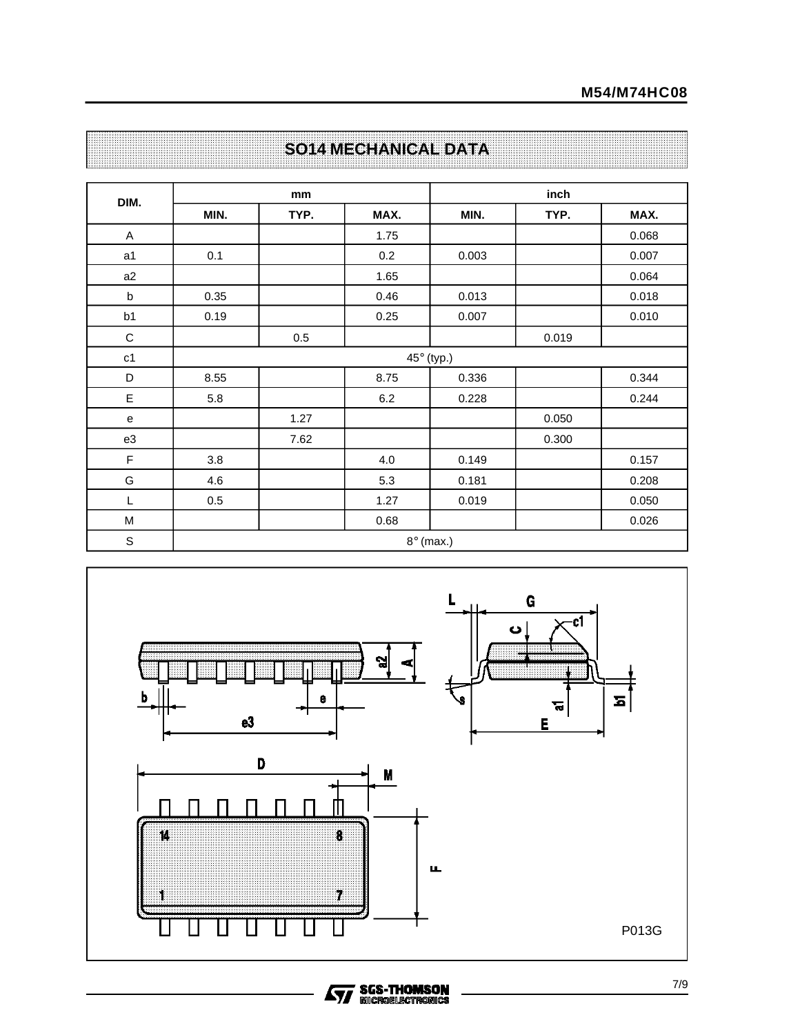## SO14 MECHANICAL DATA

| DIM. | mm | | | inch | | |
|---|---|---|---|---|---|---|
| | MIN. | TYP. | MAX. | MIN. | TYP. | MAX. |
| A | | | 1.75 | | | 0.068 |
| a1 | 0.1 | | 0.2 | 0.003 | | 0.007 |
| a2 | | | 1.65 | | | 0.064 |
| b | 0.35 | | 0.46 | 0.013 | | 0.018 |
| b1 | 0.19 | | 0.25 | 0.007 | | 0.010 |
| C | | 0.5 | | | 0.019 | |
| c1 | 45° (typ.) | | | | | |
| D | 8.55 | | 8.75 | 0.336 | | 0.344 |
| E | 5.8 | | 6.2 | 0.228 | | 0.244 |
| e | | 1.27 | | | 0.050 | |
| e3 | | 7.62 | | | 0.300 | |
| F | 3.8 | | 4.0 | 0.149 | | 0.157 |
| G | 4.6 | | 5.3 | 0.181 | | 0.208 |
| L | 0.5 | | 1.27 | 0.019 | | 0.050 |
| M | | | 0.68 | | | 0.026 |
| S | 8° (max.) | | | | | |

P013G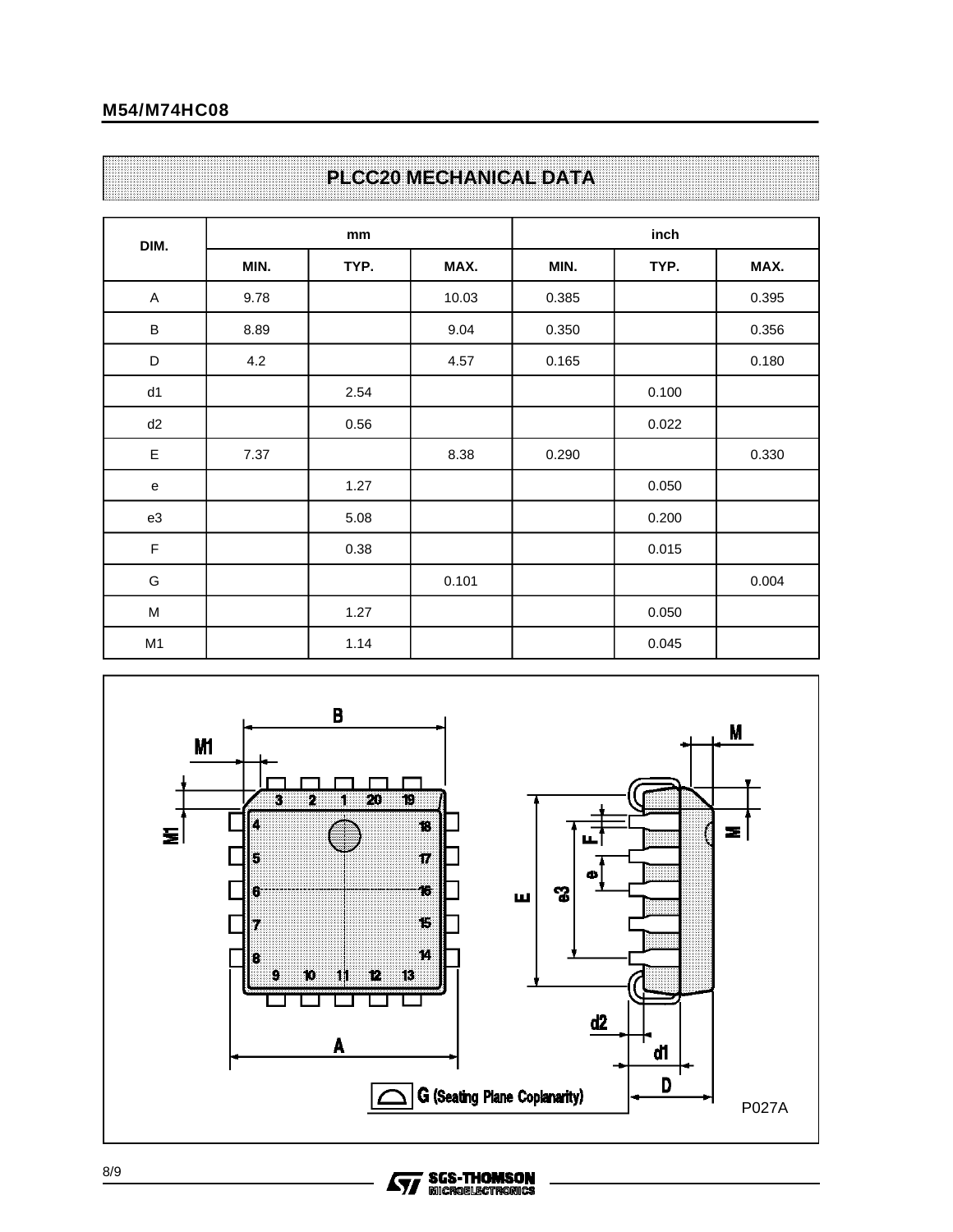## PLCC20 MECHANICAL DATA

| DIM. | mm | | | inch | | |
|---|---|---|---|---|---|---|
| | MIN. | TYP. | MAX. | MIN. | TYP. | MAX. |
| A | 9.78 | | 10.03 | 0.385 | | 0.395 |
| B | 8.89 | | 9.04 | 0.350 | | 0.356 |
| D | 4.2 | | 4.57 | 0.165 | | 0.180 |
| d1 | | 2.54 | | | 0.100 | |
| d2 | | 0.56 | | | 0.022 | |
| E | 7.37 | | 8.38 | 0.290 | | 0.330 |
| e | | 1.27 | | | 0.050 | |
| e3 | | 5.08 | | | 0.200 | |
| F | | 0.38 | | | 0.015 | |
| G | | | 0.101 | | | 0.004 |
| M | | 1.27 | | | 0.050 | |
| M1 | | 1.14 | | | 0.045 | |

G (Seating Plane Coplanarity)

P027A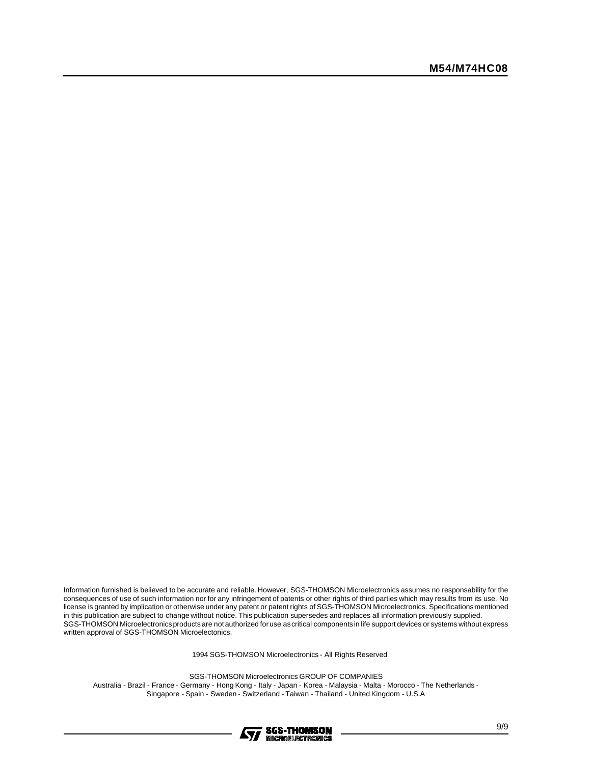Information furnished is believed to be accurate and reliable. However, SGS-THOMSON Microelectronics assumes no responsability for the consequences of use of such information nor for any infringement of patents or other rights of third parties which may results from its use. No license is granted by implication or otherwise under any patent or patent rights of SGS-THOMSON Microelectronics. Specifications mentioned in this publication are subject to change without notice. This publication supersedes and replaces all information previously supplied.
SGS-THOMSON Microelectronics products are not authorized for use as critical components in life support devices or systems without express written approval of SGS-THOMSON Microelectonics.

1994 SGS-THOMSON Microelectronics - All Rights Reserved

SGS-THOMSON Microelectronics GROUP OF COMPANIES
Australia - Brazil - France - Germany - Hong Kong - Italy - Japan - Korea - Malaysia - Malta - Morocco - The Netherlands - Singapore - Spain - Sweden - Switzerland - Taiwan - Thailand - United Kingdom - U.S.A